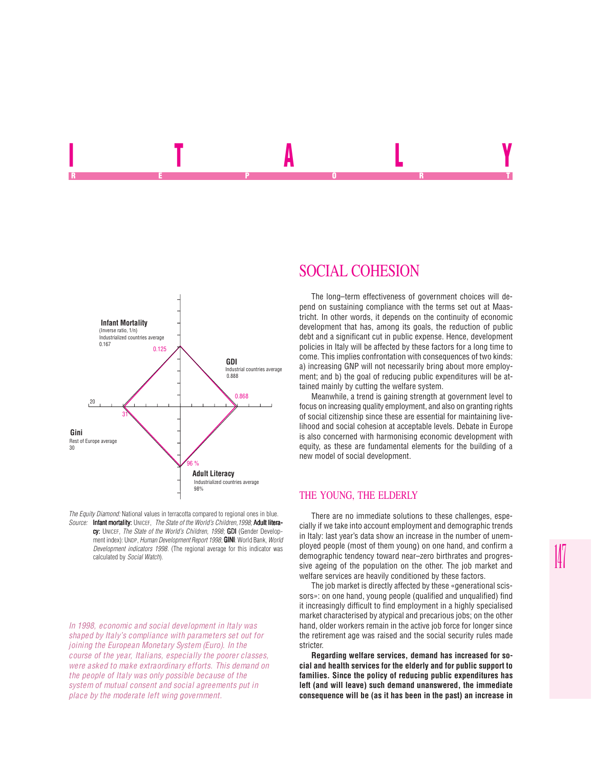# ITALY

REPORT

Infant Mortality
(Inverse ratio, 1/n)
Industrialized countries average
0.167

0.125

GDI
Industrial countries average
0.888

0.868

20

31

Gini
Rest of Europe average
30

96 %

Adult Literacy
Industrialized countries average
98%

*The Equity Diamond:* National values in terracotta compared to regional ones in blue.
*Source:* **Infant mortality:** UNICEF, *The State of the World's Children,1998*; **Adult literacy:** UNICEF, *The State of the World's Children, 1998*; **GDI** (Gender Development index): UNDP, *Human Development Report 1998*; **GINI**: World Bank, *World Development indicators 1998*. (The regional average for this indicator was calculated by *Social Watch*).

*In 1998, economic and social development in Italy was shaped by Italy's compliance with parameters set out for joining the European Monetary System (Euro). In the course of the year, Italians, especially the poorer classes, were asked to make extraordinary efforts. This demand on the people of Italy was only possible because of the system of mutual consent and social agreements put in place by the moderate left wing government.*

## SOCIAL COHESION

The long–term effectiveness of government choices will depend on sustaining compliance with the terms set out at Maastricht. In other words, it depends on the continuity of economic development that has, among its goals, the reduction of public debt and a significant cut in public expense. Hence, development policies in Italy will be affected by these factors for a long time to come. This implies confrontation with consequences of two kinds: a) increasing GNP will not necessarily bring about more employment; and b) the goal of reducing public expenditures will be attained mainly by cutting the welfare system.

Meanwhile, a trend is gaining strength at government level to focus on increasing quality employment, and also on granting rights of social citizenship since these are essential for maintaining livelihood and social cohesion at acceptable levels. Debate in Europe is also concerned with harmonising economic development with equity, as these are fundamental elements for the building of a new model of social development.

### THE YOUNG, THE ELDERLY

There are no immediate solutions to these challenges, especially if we take into account employment and demographic trends in Italy: last year's data show an increase in the number of unemployed people (most of them young) on one hand, and confirm a demographic tendency toward near–zero birthrates and progressive ageing of the population on the other. The job market and welfare services are heavily conditioned by these factors.

The job market is directly affected by these «generational scissors»: on one hand, young people (qualified and unqualified) find it increasingly difficult to find employment in a highly specialised market characterised by atypical and precarious jobs; on the other hand, older workers remain in the active job force for longer since the retirement age was raised and the social security rules made stricter.

**Regarding welfare services, demand has increased for social and health services for the elderly and for public support to families. Since the policy of reducing public expenditures has left (and will leave) such demand unanswered, the immediate consequence will be (as it has been in the past) an increase in**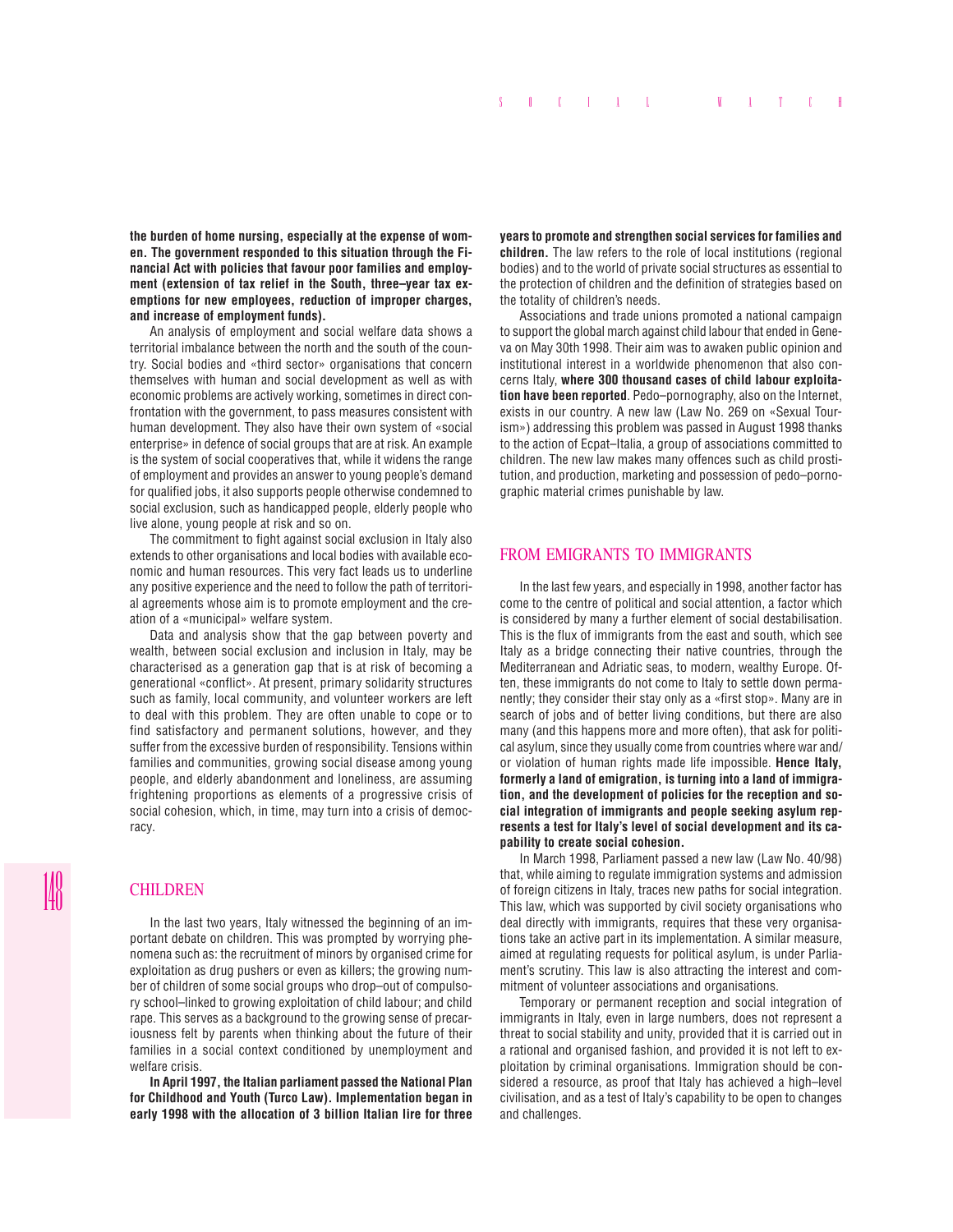**the burden of home nursing, especially at the expense of women. The government responded to this situation through the Financial Act with policies that favour poor families and employment (extension of tax relief in the South, three–year tax exemptions for new employees, reduction of improper charges, and increase of employment funds).**

An analysis of employment and social welfare data shows a territorial imbalance between the north and the south of the country. Social bodies and «third sector» organisations that concern themselves with human and social development as well as with economic problems are actively working, sometimes in direct confrontation with the government, to pass measures consistent with human development. They also have their own system of «social enterprise» in defence of social groups that are at risk. An example is the system of social cooperatives that, while it widens the range of employment and provides an answer to young people's demand for qualified jobs, it also supports people otherwise condemned to social exclusion, such as handicapped people, elderly people who live alone, young people at risk and so on.

The commitment to fight against social exclusion in Italy also extends to other organisations and local bodies with available economic and human resources. This very fact leads us to underline any positive experience and the need to follow the path of territorial agreements whose aim is to promote employment and the creation of a «municipal» welfare system.

Data and analysis show that the gap between poverty and wealth, between social exclusion and inclusion in Italy, may be characterised as a generation gap that is at risk of becoming a generational «conflict». At present, primary solidarity structures such as family, local community, and volunteer workers are left to deal with this problem. They are often unable to cope or to find satisfactory and permanent solutions, however, and they suffer from the excessive burden of responsibility. Tensions within families and communities, growing social disease among young people, and elderly abandonment and loneliness, are assuming frightening proportions as elements of a progressive crisis of social cohesion, which, in time, may turn into a crisis of democracy.

## CHILDREN

In the last two years, Italy witnessed the beginning of an important debate on children. This was prompted by worrying phenomena such as: the recruitment of minors by organised crime for exploitation as drug pushers or even as killers; the growing number of children of some social groups who drop–out of compulsory school–linked to growing exploitation of child labour; and child rape. This serves as a background to the growing sense of precariousness felt by parents when thinking about the future of their families in a social context conditioned by unemployment and welfare crisis.

**In April 1997, the Italian parliament passed the National Plan for Childhood and Youth (Turco Law). Implementation began in early 1998 with the allocation of 3 billion Italian lire for three years to promote and strengthen social services for families and children.** The law refers to the role of local institutions (regional bodies) and to the world of private social structures as essential to the protection of children and the definition of strategies based on the totality of children's needs.

Associations and trade unions promoted a national campaign to support the global march against child labour that ended in Geneva on May 30th 1998. Their aim was to awaken public opinion and institutional interest in a worldwide phenomenon that also concerns Italy, **where 300 thousand cases of child labour exploitation have been reported**. Pedo–pornography, also on the Internet, exists in our country. A new law (Law No. 269 on «Sexual Tourism») addressing this problem was passed in August 1998 thanks to the action of Ecpat–Italia, a group of associations committed to children. The new law makes many offences such as child prostitution, and production, marketing and possession of pedo–pornographic material crimes punishable by law.

## FROM EMIGRANTS TO IMMIGRANTS

In the last few years, and especially in 1998, another factor has come to the centre of political and social attention, a factor which is considered by many a further element of social destabilisation. This is the flux of immigrants from the east and south, which see Italy as a bridge connecting their native countries, through the Mediterranean and Adriatic seas, to modern, wealthy Europe. Often, these immigrants do not come to Italy to settle down permanently; they consider their stay only as a «first stop». Many are in search of jobs and of better living conditions, but there are also many (and this happens more and more often), that ask for political asylum, since they usually come from countries where war and/or violation of human rights made life impossible. **Hence Italy, formerly a land of emigration, is turning into a land of immigration, and the development of policies for the reception and social integration of immigrants and people seeking asylum represents a test for Italy's level of social development and its capability to create social cohesion.**

In March 1998, Parliament passed a new law (Law No. 40/98) that, while aiming to regulate immigration systems and admission of foreign citizens in Italy, traces new paths for social integration. This law, which was supported by civil society organisations who deal directly with immigrants, requires that these very organisations take an active part in its implementation. A similar measure, aimed at regulating requests for political asylum, is under Parliament's scrutiny. This law is also attracting the interest and commitment of volunteer associations and organisations.

Temporary or permanent reception and social integration of immigrants in Italy, even in large numbers, does not represent a threat to social stability and unity, provided that it is carried out in a rational and organised fashion, and provided it is not left to exploitation by criminal organisations. Immigration should be considered a resource, as proof that Italy has achieved a high–level civilisation, and as a test of Italy's capability to be open to changes and challenges.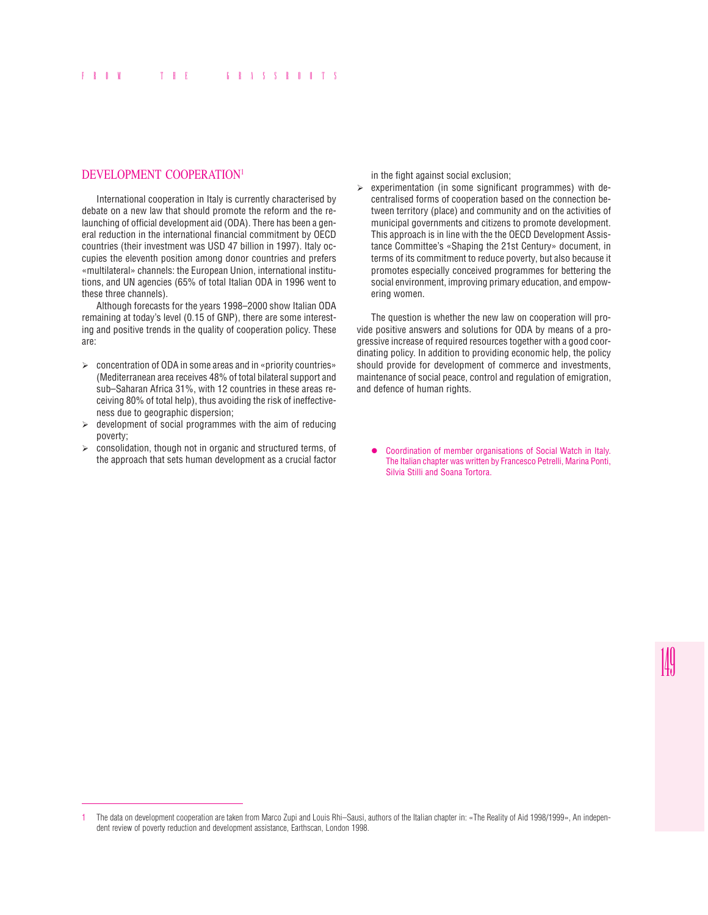## DEVELOPMENT COOPERATION[1]

International cooperation in Italy is currently characterised by debate on a new law that should promote the reform and the relaunching of official development aid (ODA). There has been a general reduction in the international financial commitment by OECD countries (their investment was USD 47 billion in 1997). Italy occupies the eleventh position among donor countries and prefers «multilateral» channels: the European Union, international institutions, and UN agencies (65% of total Italian ODA in 1996 went to these three channels).

Although forecasts for the years 1998–2000 show Italian ODA remaining at today's level (0.15 of GNP), there are some interesting and positive trends in the quality of cooperation policy. These are:

- concentration of ODA in some areas and in «priority countries» (Mediterranean area receives 48% of total bilateral support and sub–Saharan Africa 31%, with 12 countries in these areas receiving 80% of total help), thus avoiding the risk of ineffectiveness due to geographic dispersion;
- development of social programmes with the aim of reducing poverty;
- consolidation, though not in organic and structured terms, of the approach that sets human development as a crucial factor in the fight against social exclusion;
- experimentation (in some significant programmes) with decentralised forms of cooperation based on the connection between territory (place) and community and on the activities of municipal governments and citizens to promote development. This approach is in line with the the OECD Development Assistance Committee's «Shaping the 21st Century» document, in terms of its commitment to reduce poverty, but also because it promotes especially conceived programmes for bettering the social environment, improving primary education, and empowering women.

The question is whether the new law on cooperation will provide positive answers and solutions for ODA by means of a progressive increase of required resources together with a good coordinating policy. In addition to providing economic help, the policy should provide for development of commerce and investments, maintenance of social peace, control and regulation of emigration, and defence of human rights.

- Coordination of member organisations of Social Watch in Italy. The Italian chapter was written by Francesco Petrelli, Marina Ponti, Silvia Stilli and Soana Tortora.

---

1 The data on development cooperation are taken from Marco Zupi and Louis Rhi–Sausi, authors of the Italian chapter in: «The Reality of Aid 1998/1999», An independent review of poverty reduction and development assistance, Earthscan, London 1998.